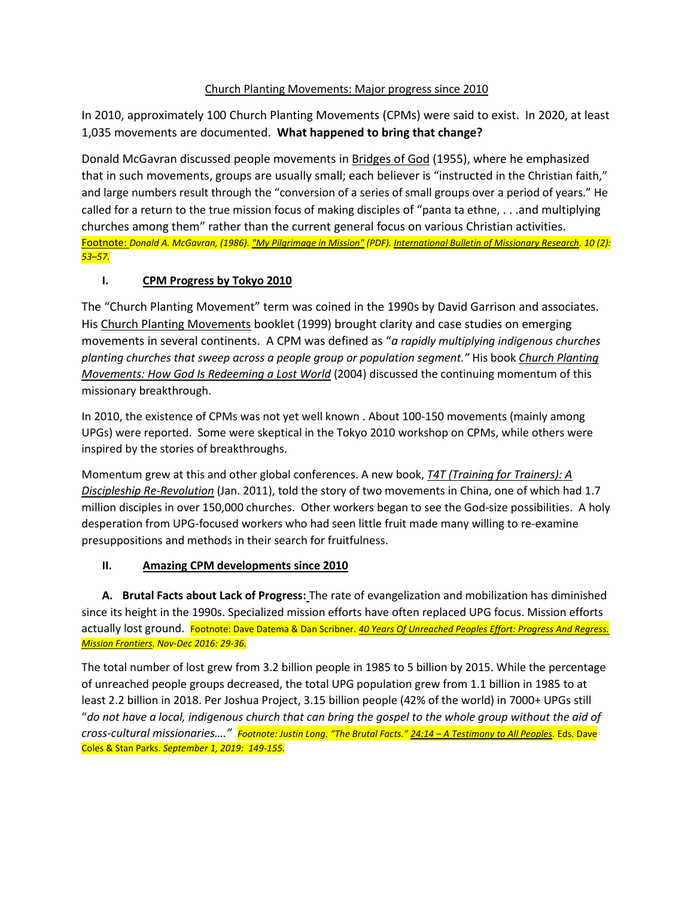Church Planting Movements: Major progress since 2010

In 2010, approximately 100 Church Planting Movements (CPMs) were said to exist. In 2020, at least 1,035 movements are documented. **What happened to bring that change?**

Donald McGavran discussed people movements in Bridges of God (1955), where he emphasized that in such movements, groups are usually small; each believer is "instructed in the Christian faith," and large numbers result through the "conversion of a series of small groups over a period of years." He called for a return to the true mission focus of making disciples of "panta ta ethne, . . .and multiplying churches among them" rather than the current general focus on various Christian activities. Footnote: *Donald A. McGavran, (1986). "My Pilgrimage in Mission" (PDF). International Bulletin of Missionary Research. 10 (2): 53–57.*

## I. CPM Progress by Tokyo 2010

The "Church Planting Movement" term was coined in the 1990s by David Garrison and associates. His Church Planting Movements booklet (1999) brought clarity and case studies on emerging movements in several continents. A CPM was defined as "*a rapidly multiplying indigenous churches planting churches that sweep across a people group or population segment."* His book *Church Planting Movements: How God Is Redeeming a Lost World* (2004) discussed the continuing momentum of this missionary breakthrough.

In 2010, the existence of CPMs was not yet well known . About 100-150 movements (mainly among UPGs) were reported. Some were skeptical in the Tokyo 2010 workshop on CPMs, while others were inspired by the stories of breakthroughs.

Momentum grew at this and other global conferences. A new book, *T4T (Training for Trainers): A Discipleship Re-Revolution* (Jan. 2011), told the story of two movements in China, one of which had 1.7 million disciples in over 150,000 churches. Other workers began to see the God-size possibilities. A holy desperation from UPG-focused workers who had seen little fruit made many willing to re-examine presuppositions and methods in their search for fruitfulness.

## II. Amazing CPM developments since 2010

**A. Brutal Facts about Lack of Progress:** The rate of evangelization and mobilization has diminished since its height in the 1990s. Specialized mission efforts have often replaced UPG focus. Mission efforts actually lost ground. Footnote: Dave Datema & Dan Scribner. *40 Years Of Unreached Peoples Effort: Progress And Regress. Mission Frontiers. Nov-Dec 2016: 29-36.*

The total number of lost grew from 3.2 billion people in 1985 to 5 billion by 2015. While the percentage of unreached people groups decreased, the total UPG population grew from 1.1 billion in 1985 to at least 2.2 billion in 2018. Per Joshua Project, 3.15 billion people (42% of the world) in 7000+ UPGs still "*do not have a local, indigenous church that can bring the gospel to the whole group without the aid of cross-cultural missionaries…." Footnote: Justin Long. "The Brutal Facts." 24:14 – A Testimony to All Peoples.* Eds. Dave Coles & Stan Parks. *September 1, 2019: 149-155.*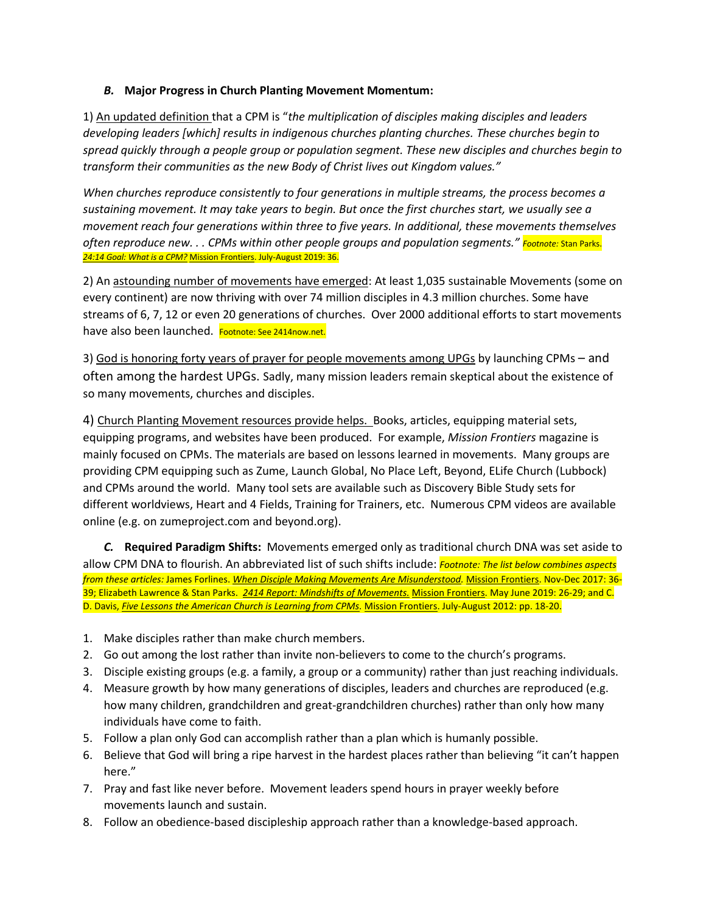### *B.* **Major Progress in Church Planting Movement Momentum:**

1) An updated definition that a CPM is "*the multiplication of disciples making disciples and leaders developing leaders [which] results in indigenous churches planting churches. These churches begin to spread quickly through a people group or population segment. These new disciples and churches begin to transform their communities as the new Body of Christ lives out Kingdom values."*

*When churches reproduce consistently to four generations in multiple streams, the process becomes a sustaining movement. It may take years to begin. But once the first churches start, we usually see a movement reach four generations within three to five years. In additional, these movements themselves often reproduce new. . . CPMs within other people groups and population segments."* *Footnote:* Stan Parks. *24:14 Goal: What is a CPM?* Mission Frontiers. July-August 2019: 36.

2) An astounding number of movements have emerged: At least 1,035 sustainable Movements (some on every continent) are now thriving with over 74 million disciples in 4.3 million churches. Some have streams of 6, 7, 12 or even 20 generations of churches. Over 2000 additional efforts to start movements have also been launched. Footnote: See 2414now.net.

3) God is honoring forty years of prayer for people movements among UPGs by launching CPMs – and often among the hardest UPGs. Sadly, many mission leaders remain skeptical about the existence of so many movements, churches and disciples.

4) Church Planting Movement resources provide helps. Books, articles, equipping material sets, equipping programs, and websites have been produced. For example, *Mission Frontiers* magazine is mainly focused on CPMs. The materials are based on lessons learned in movements. Many groups are providing CPM equipping such as Zume, Launch Global, No Place Left, Beyond, ELife Church (Lubbock) and CPMs around the world. Many tool sets are available such as Discovery Bible Study sets for different worldviews, Heart and 4 Fields, Training for Trainers, etc. Numerous CPM videos are available online (e.g. on zumeproject.com and beyond.org).

*C.* **Required Paradigm Shifts:** Movements emerged only as traditional church DNA was set aside to allow CPM DNA to flourish. An abbreviated list of such shifts include: *Footnote: The list below combines aspects from these articles:* James Forlines. *When Disciple Making Movements Are Misunderstood.* Mission Frontiers. Nov-Dec 2017: 36-39; Elizabeth Lawrence & Stan Parks. *2414 Report: Mindshifts of Movements.* Mission Frontiers. May June 2019: 26-29; and C. D. Davis, *Five Lessons the American Church is Learning from CPMs.* Mission Frontiers. July-August 2012: pp. 18-20.

1. Make disciples rather than make church members.
2. Go out among the lost rather than invite non-believers to come to the church's programs.
3. Disciple existing groups (e.g. a family, a group or a community) rather than just reaching individuals.
4. Measure growth by how many generations of disciples, leaders and churches are reproduced (e.g. how many children, grandchildren and great-grandchildren churches) rather than only how many individuals have come to faith.
5. Follow a plan only God can accomplish rather than a plan which is humanly possible.
6. Believe that God will bring a ripe harvest in the hardest places rather than believing "it can't happen here."
7. Pray and fast like never before. Movement leaders spend hours in prayer weekly before movements launch and sustain.
8. Follow an obedience-based discipleship approach rather than a knowledge-based approach.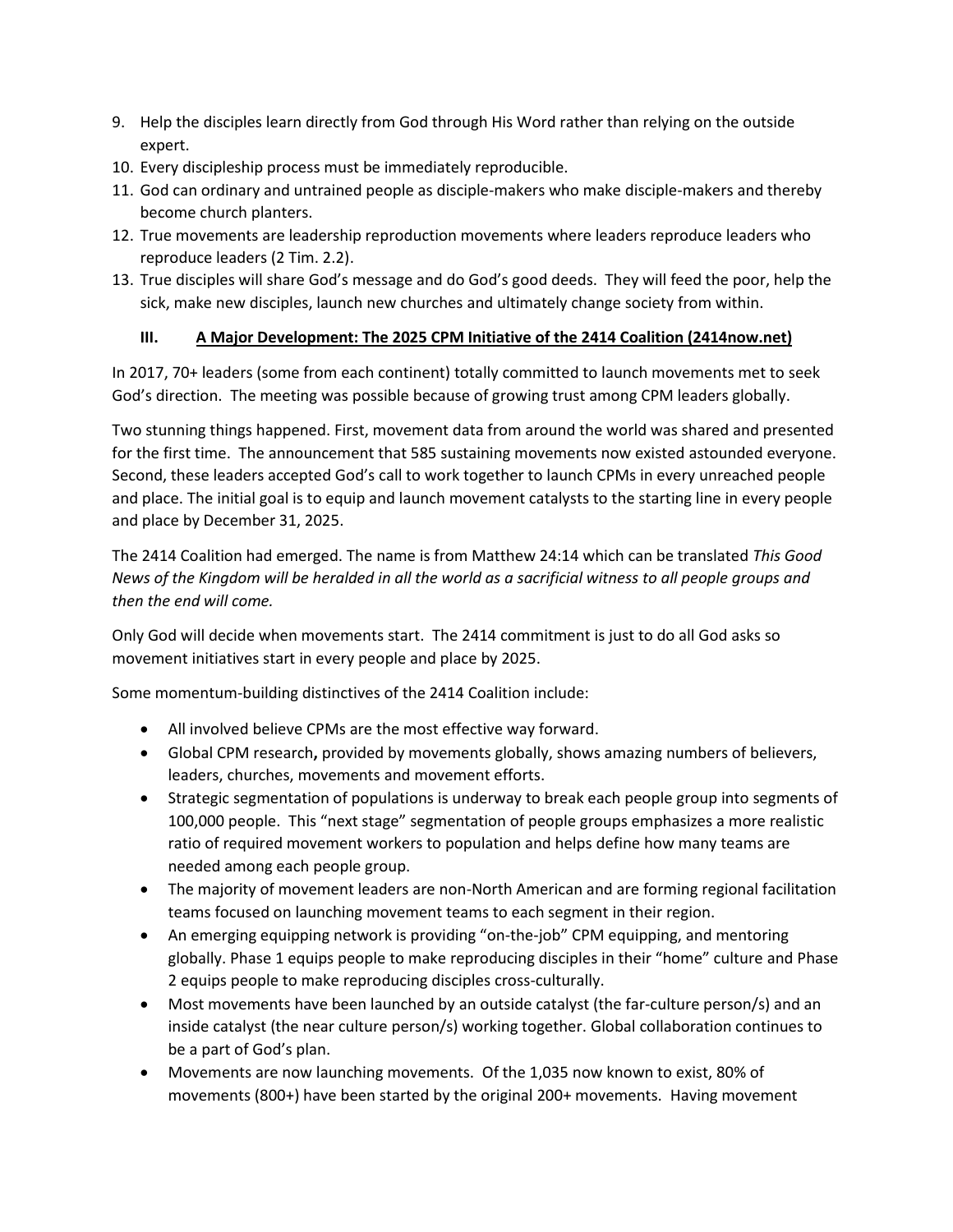9. Help the disciples learn directly from God through His Word rather than relying on the outside expert.
10. Every discipleship process must be immediately reproducible.
11. God can ordinary and untrained people as disciple-makers who make disciple-makers and thereby become church planters.
12. True movements are leadership reproduction movements where leaders reproduce leaders who reproduce leaders (2 Tim. 2.2).
13. True disciples will share God's message and do God's good deeds. They will feed the poor, help the sick, make new disciples, launch new churches and ultimately change society from within.

## III. <u>A Major Development: The 2025 CPM Initiative of the 2414 Coalition (2414now.net)</u>

In 2017, 70+ leaders (some from each continent) totally committed to launch movements met to seek God's direction. The meeting was possible because of growing trust among CPM leaders globally.

Two stunning things happened. First, movement data from around the world was shared and presented for the first time. The announcement that 585 sustaining movements now existed astounded everyone. Second, these leaders accepted God's call to work together to launch CPMs in every unreached people and place. The initial goal is to equip and launch movement catalysts to the starting line in every people and place by December 31, 2025.

The 2414 Coalition had emerged. The name is from Matthew 24:14 which can be translated *This Good News of the Kingdom will be heralded in all the world as a sacrificial witness to all people groups and then the end will come.*

Only God will decide when movements start. The 2414 commitment is just to do all God asks so movement initiatives start in every people and place by 2025.

Some momentum-building distinctives of the 2414 Coalition include:

- All involved believe CPMs are the most effective way forward.
- Global CPM research**,** provided by movements globally, shows amazing numbers of believers, leaders, churches, movements and movement efforts.
- Strategic segmentation of populations is underway to break each people group into segments of 100,000 people. This "next stage" segmentation of people groups emphasizes a more realistic ratio of required movement workers to population and helps define how many teams are needed among each people group.
- The majority of movement leaders are non-North American and are forming regional facilitation teams focused on launching movement teams to each segment in their region.
- An emerging equipping network is providing "on-the-job" CPM equipping, and mentoring globally. Phase 1 equips people to make reproducing disciples in their "home" culture and Phase 2 equips people to make reproducing disciples cross-culturally.
- Most movements have been launched by an outside catalyst (the far-culture person/s) and an inside catalyst (the near culture person/s) working together. Global collaboration continues to be a part of God's plan.
- Movements are now launching movements. Of the 1,035 now known to exist, 80% of movements (800+) have been started by the original 200+ movements. Having movement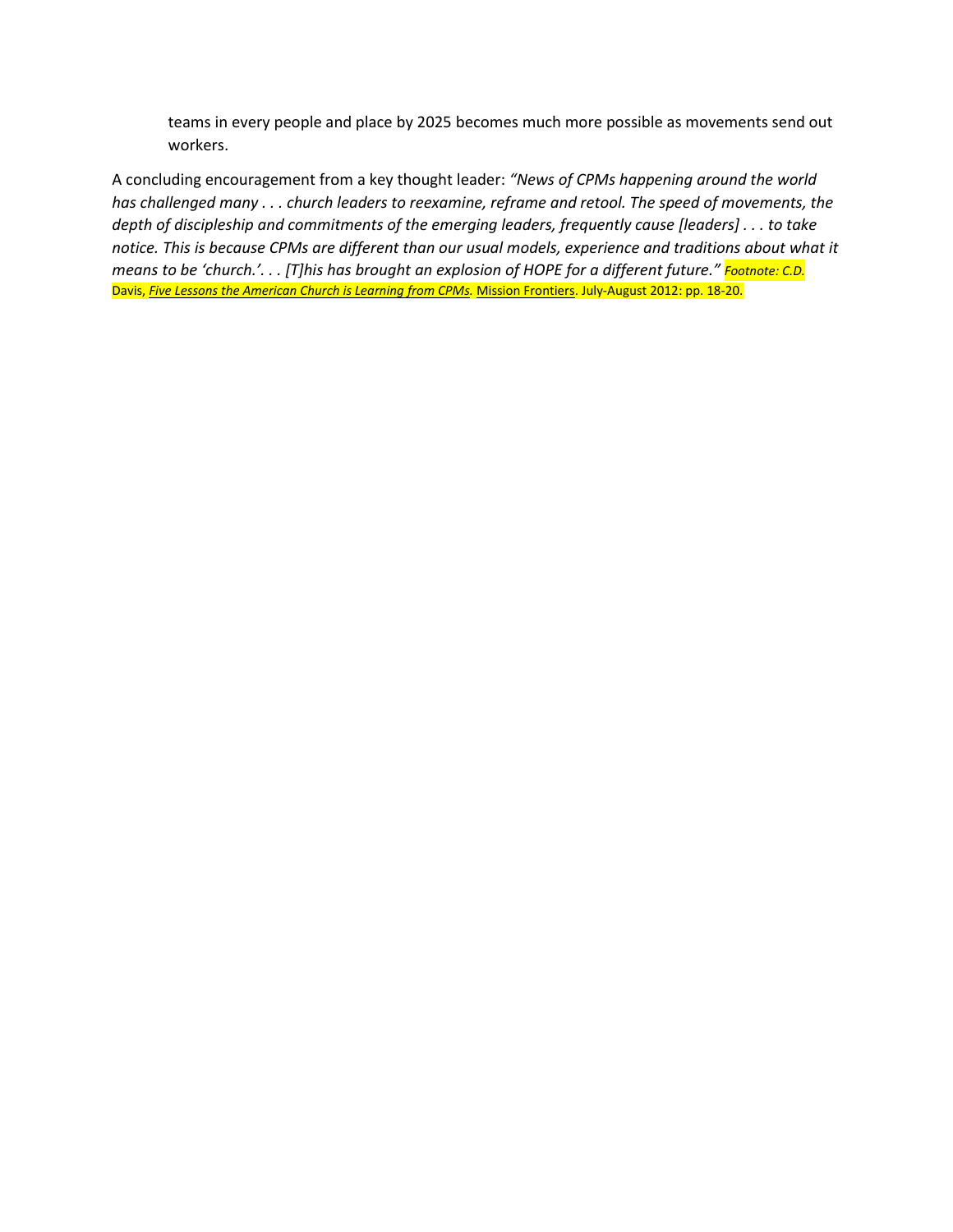teams in every people and place by 2025 becomes much more possible as movements send out workers.

A concluding encouragement from a key thought leader: *"News of CPMs happening around the world has challenged many . . . church leaders to reexamine, reframe and retool. The speed of movements, the depth of discipleship and commitments of the emerging leaders, frequently cause [leaders] . . . to take notice. This is because CPMs are different than our usual models, experience and traditions about what it means to be 'church.'. . . [T]his has brought an explosion of HOPE for a different future."* *Footnote: C.D.* Davis, *Five Lessons the American Church is Learning from CPMs.* Mission Frontiers. July-August 2012: pp. 18-20.